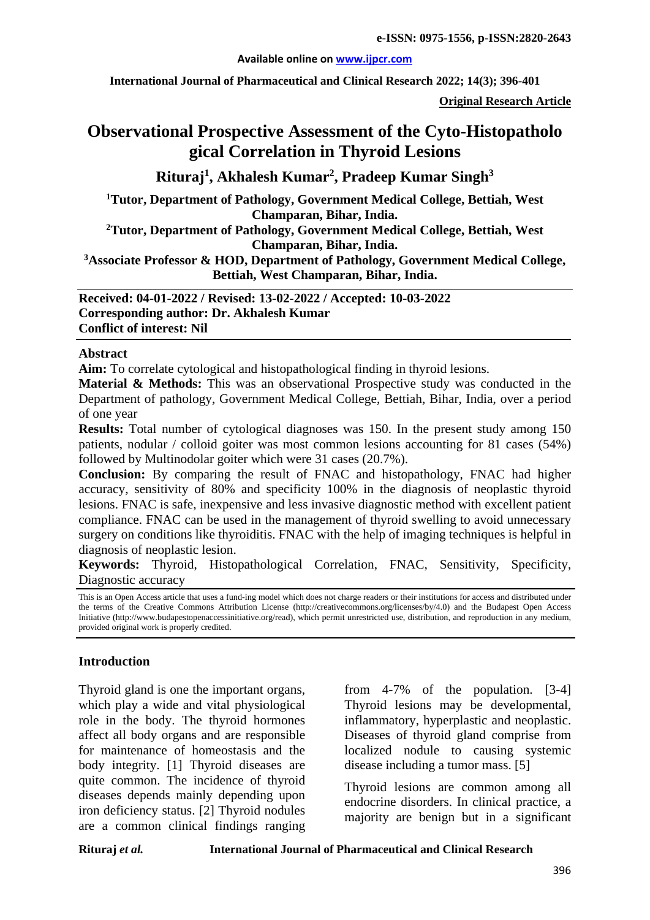**Original Research Article**

# Observational Prospective Assessment of the Cyto-Histopathological Correlation in Thyroid Lesions

**Rituraj[1], Akhalesh Kumar[2], Pradeep Kumar Singh[3]**

[1]Tutor, Department of Pathology, Government Medical College, Bettiah, West Champaran, Bihar, India.

[2]Tutor, Department of Pathology, Government Medical College, Bettiah, West Champaran, Bihar, India.

[3]Associate Professor & HOD, Department of Pathology, Government Medical College, Bettiah, West Champaran, Bihar, India.

**Received: 04-01-2022 / Revised: 13-02-2022 / Accepted: 10-03-2022**
**Corresponding author: Dr. Akhalesh Kumar**
**Conflict of interest: Nil**

## Abstract

**Aim:** To correlate cytological and histopathological finding in thyroid lesions.

**Material & Methods:** This was an observational Prospective study was conducted in the Department of pathology, Government Medical College, Bettiah, Bihar, India, over a period of one year

**Results:** Total number of cytological diagnoses was 150. In the present study among 150 patients, nodular / colloid goiter was most common lesions accounting for 81 cases (54%) followed by Multinodolar goiter which were 31 cases (20.7%).

**Conclusion:** By comparing the result of FNAC and histopathology, FNAC had higher accuracy, sensitivity of 80% and specificity 100% in the diagnosis of neoplastic thyroid lesions. FNAC is safe, inexpensive and less invasive diagnostic method with excellent patient compliance. FNAC can be used in the management of thyroid swelling to avoid unnecessary surgery on conditions like thyroiditis. FNAC with the help of imaging techniques is helpful in diagnosis of neoplastic lesion.

**Keywords:** Thyroid, Histopathological Correlation, FNAC, Sensitivity, Specificity, Diagnostic accuracy

This is an Open Access article that uses a fund-ing model which does not charge readers or their institutions for access and distributed under the terms of the Creative Commons Attribution License (http://creativecommons.org/licenses/by/4.0) and the Budapest Open Access Initiative (http://www.budapestopenaccessinitiative.org/read), which permit unrestricted use, distribution, and reproduction in any medium, provided original work is properly credited.

## Introduction

Thyroid gland is one the important organs, which play a wide and vital physiological role in the body. The thyroid hormones affect all body organs and are responsible for maintenance of homeostasis and the body integrity. [1] Thyroid diseases are quite common. The incidence of thyroid diseases depends mainly depending upon iron deficiency status. [2] Thyroid nodules are a common clinical findings ranging from 4-7% of the population. [3-4] Thyroid lesions may be developmental, inflammatory, hyperplastic and neoplastic. Diseases of thyroid gland comprise from localized nodule to causing systemic disease including a tumor mass. [5]

Thyroid lesions are common among all endocrine disorders. In clinical practice, a majority are benign but in a significant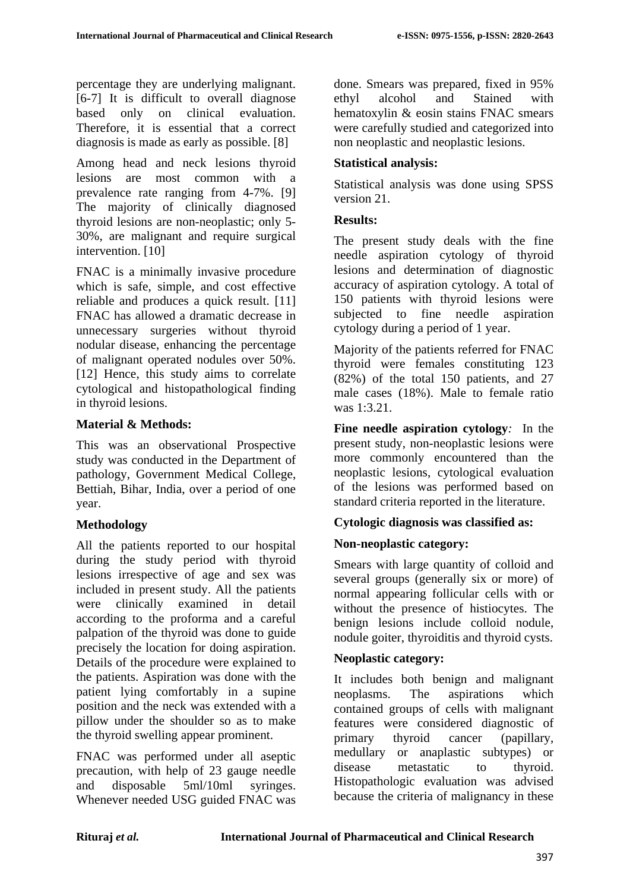percentage they are underlying malignant. [6-7] It is difficult to overall diagnose based only on clinical evaluation. Therefore, it is essential that a correct diagnosis is made as early as possible. [8]

Among head and neck lesions thyroid lesions are most common with a prevalence rate ranging from 4-7%. [9] The majority of clinically diagnosed thyroid lesions are non-neoplastic; only 5-30%, are malignant and require surgical intervention. [10]

FNAC is a minimally invasive procedure which is safe, simple, and cost effective reliable and produces a quick result. [11] FNAC has allowed a dramatic decrease in unnecessary surgeries without thyroid nodular disease, enhancing the percentage of malignant operated nodules over 50%. [12] Hence, this study aims to correlate cytological and histopathological finding in thyroid lesions.

### Material & Methods:

This was an observational Prospective study was conducted in the Department of pathology, Government Medical College, Bettiah, Bihar, India, over a period of one year.

### Methodology

All the patients reported to our hospital during the study period with thyroid lesions irrespective of age and sex was included in present study. All the patients were clinically examined in detail according to the proforma and a careful palpation of the thyroid was done to guide precisely the location for doing aspiration. Details of the procedure were explained to the patients. Aspiration was done with the patient lying comfortably in a supine position and the neck was extended with a pillow under the shoulder so as to make the thyroid swelling appear prominent.

FNAC was performed under all aseptic precaution, with help of 23 gauge needle and disposable 5ml/10ml syringes. Whenever needed USG guided FNAC was done. Smears was prepared, fixed in 95% ethyl alcohol and Stained with hematoxylin & eosin stains FNAC smears were carefully studied and categorized into non neoplastic and neoplastic lesions.

### Statistical analysis:

Statistical analysis was done using SPSS version 21.

### Results:

The present study deals with the fine needle aspiration cytology of thyroid lesions and determination of diagnostic accuracy of aspiration cytology. A total of 150 patients with thyroid lesions were subjected to fine needle aspiration cytology during a period of 1 year.

Majority of the patients referred for FNAC thyroid were females constituting 123 (82%) of the total 150 patients, and 27 male cases (18%). Male to female ratio was 1:3.21.

**Fine needle aspiration cytology***:* In the present study, non-neoplastic lesions were more commonly encountered than the neoplastic lesions, cytological evaluation of the lesions was performed based on standard criteria reported in the literature.

### Cytologic diagnosis was classified as:

### Non-neoplastic category:

Smears with large quantity of colloid and several groups (generally six or more) of normal appearing follicular cells with or without the presence of histiocytes. The benign lesions include colloid nodule, nodule goiter, thyroiditis and thyroid cysts.

### Neoplastic category:

It includes both benign and malignant neoplasms. The aspirations which contained groups of cells with malignant features were considered diagnostic of primary thyroid cancer (papillary, medullary or anaplastic subtypes) or disease metastatic to thyroid. Histopathologic evaluation was advised because the criteria of malignancy in these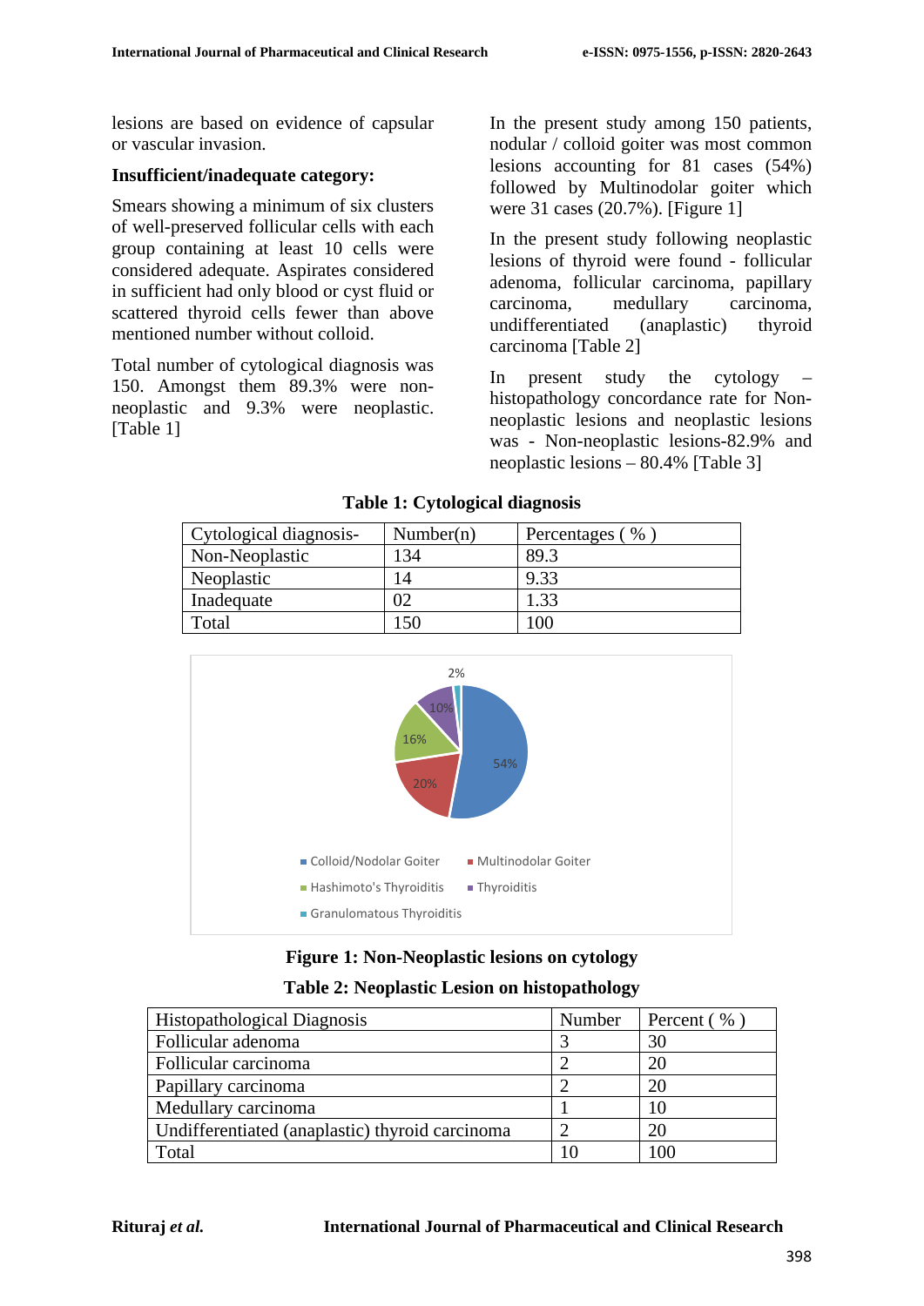lesions are based on evidence of capsular or vascular invasion.

**Insufficient/inadequate category:**

Smears showing a minimum of six clusters of well-preserved follicular cells with each group containing at least 10 cells were considered adequate. Aspirates considered in sufficient had only blood or cyst fluid or scattered thyroid cells fewer than above mentioned number without colloid.

Total number of cytological diagnosis was 150. Amongst them 89.3% were non-neoplastic and 9.3% were neoplastic. [Table 1]

In the present study among 150 patients, nodular / colloid goiter was most common lesions accounting for 81 cases (54%) followed by Multinodolar goiter which were 31 cases (20.7%). [Figure 1]

In the present study following neoplastic lesions of thyroid were found - follicular adenoma, follicular carcinoma, papillary carcinoma, medullary carcinoma, undifferentiated (anaplastic) thyroid carcinoma [Table 2]

In present study the cytology – histopathology concordance rate for Non-neoplastic lesions and neoplastic lesions was - Non-neoplastic lesions-82.9% and neoplastic lesions – 80.4% [Table 3]

**Table 1: Cytological diagnosis**

| Cytological diagnosis- | Number(n) | Percentages ( % ) |
|---|---|---|
| Non-Neoplastic | 134 | 89.3 |
| Neoplastic | 14 | 9.33 |
| Inadequate | 02 | 1.33 |
| Total | 150 | 100 |

**Figure 1: Non-Neoplastic lesions on cytology**

**Table 2: Neoplastic Lesion on histopathology**

| Histopathological Diagnosis | Number | Percent ( % ) |
|---|---|---|
| Follicular adenoma | 3 | 30 |
| Follicular carcinoma | 2 | 20 |
| Papillary carcinoma | 2 | 20 |
| Medullary carcinoma | 1 | 10 |
| Undifferentiated (anaplastic) thyroid carcinoma | 2 | 20 |
| Total | 10 | 100 |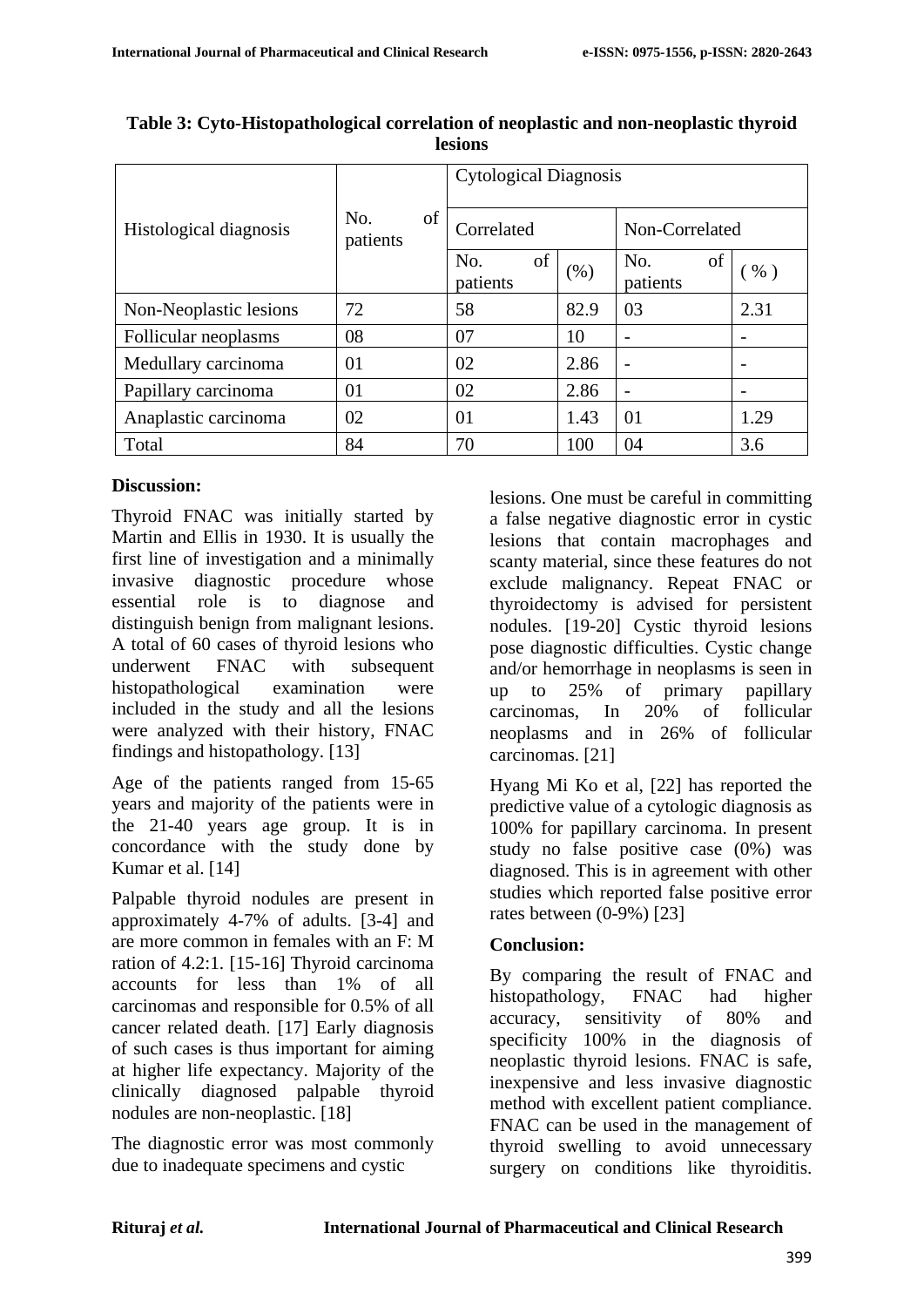**Table 3: Cyto-Histopathological correlation of neoplastic and non-neoplastic thyroid lesions**

| Histological diagnosis | No. of patients | Cytological Diagnosis | | | |
|---|---|---|---|---|---|
| | | Correlated | | Non-Correlated | |
| | | No. of patients | (%) | No. of patients | ( % ) |
| Non-Neoplastic lesions | 72 | 58 | 82.9 | 03 | 2.31 |
| Follicular neoplasms | 08 | 07 | 10 | - | - |
| Medullary carcinoma | 01 | 02 | 2.86 | - | - |
| Papillary carcinoma | 01 | 02 | 2.86 | - | - |
| Anaplastic carcinoma | 02 | 01 | 1.43 | 01 | 1.29 |
| Total | 84 | 70 | 100 | 04 | 3.6 |

**Discussion:**

Thyroid FNAC was initially started by Martin and Ellis in 1930. It is usually the first line of investigation and a minimally invasive diagnostic procedure whose essential role is to diagnose and distinguish benign from malignant lesions. A total of 60 cases of thyroid lesions who underwent FNAC with subsequent histopathological examination were included in the study and all the lesions were analyzed with their history, FNAC findings and histopathology. [13]

Age of the patients ranged from 15-65 years and majority of the patients were in the 21-40 years age group. It is in concordance with the study done by Kumar et al. [14]

Palpable thyroid nodules are present in approximately 4-7% of adults. [3-4] and are more common in females with an F: M ration of 4.2:1. [15-16] Thyroid carcinoma accounts for less than 1% of all carcinomas and responsible for 0.5% of all cancer related death. [17] Early diagnosis of such cases is thus important for aiming at higher life expectancy. Majority of the clinically diagnosed palpable thyroid nodules are non-neoplastic. [18]

The diagnostic error was most commonly due to inadequate specimens and cystic lesions. One must be careful in committing a false negative diagnostic error in cystic lesions that contain macrophages and scanty material, since these features do not exclude malignancy. Repeat FNAC or thyroidectomy is advised for persistent nodules. [19-20] Cystic thyroid lesions pose diagnostic difficulties. Cystic change and/or hemorrhage in neoplasms is seen in up to 25% of primary papillary carcinomas, In 20% of follicular neoplasms and in 26% of follicular carcinomas. [21]

Hyang Mi Ko et al, [22] has reported the predictive value of a cytologic diagnosis as 100% for papillary carcinoma. In present study no false positive case (0%) was diagnosed. This is in agreement with other studies which reported false positive error rates between (0-9%) [23]

**Conclusion:**

By comparing the result of FNAC and histopathology, FNAC had higher accuracy, sensitivity of 80% and specificity 100% in the diagnosis of neoplastic thyroid lesions. FNAC is safe, inexpensive and less invasive diagnostic method with excellent patient compliance. FNAC can be used in the management of thyroid swelling to avoid unnecessary surgery on conditions like thyroiditis.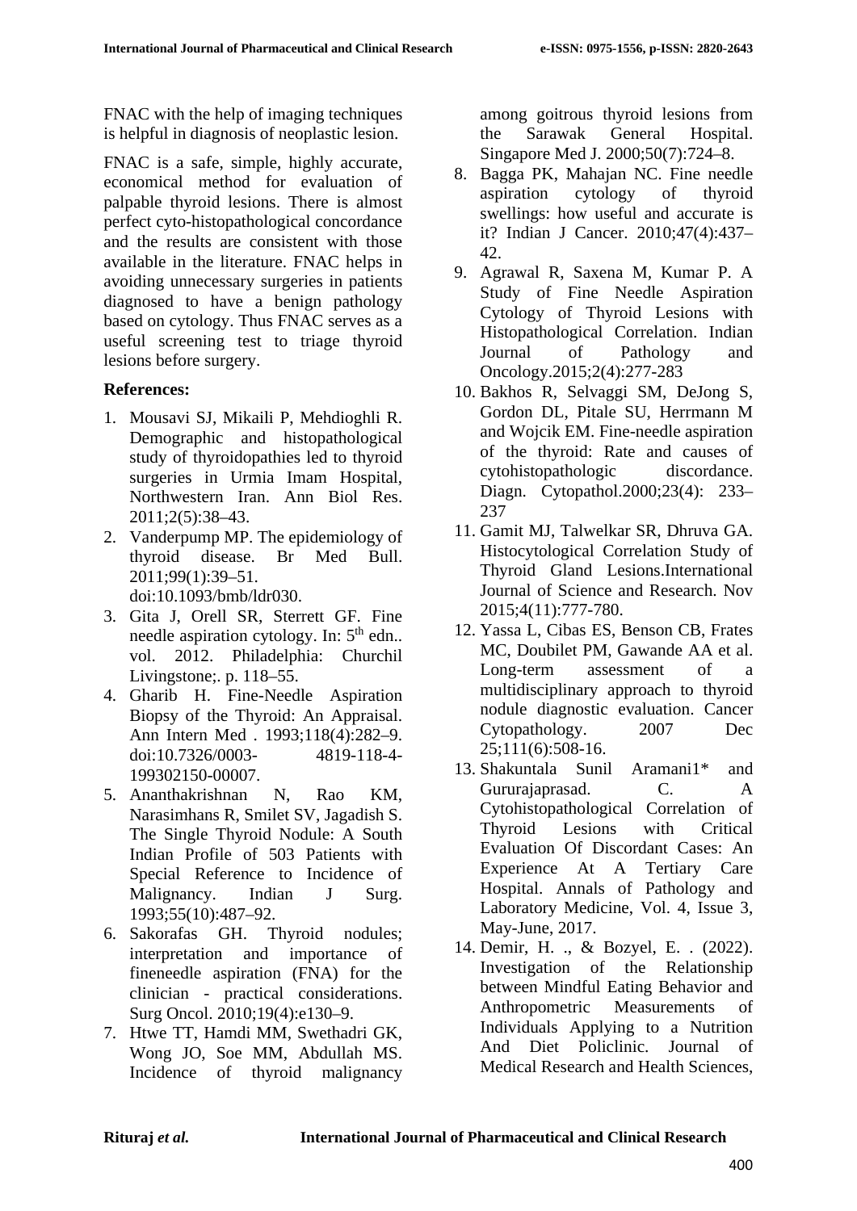FNAC with the help of imaging techniques is helpful in diagnosis of neoplastic lesion.

FNAC is a safe, simple, highly accurate, economical method for evaluation of palpable thyroid lesions. There is almost perfect cyto-histopathological concordance and the results are consistent with those available in the literature. FNAC helps in avoiding unnecessary surgeries in patients diagnosed to have a benign pathology based on cytology. Thus FNAC serves as a useful screening test to triage thyroid lesions before surgery.

**References:**

1. Mousavi SJ, Mikaili P, Mehdioghli R. Demographic and histopathological study of thyroidopathies led to thyroid surgeries in Urmia Imam Hospital, Northwestern Iran. Ann Biol Res. 2011;2(5):38–43.
2. Vanderpump MP. The epidemiology of thyroid disease. Br Med Bull. 2011;99(1):39–51. doi:10.1093/bmb/ldr030.
3. Gita J, Orell SR, Sterrett GF. Fine needle aspiration cytology. In: 5th edn.. vol. 2012. Philadelphia: Churchil Livingstone;. p. 118–55.
4. Gharib H. Fine-Needle Aspiration Biopsy of the Thyroid: An Appraisal. Ann Intern Med . 1993;118(4):282–9. doi:10.7326/0003- 4819-118-4-199302150-00007.
5. Ananthakrishnan N, Rao KM, Narasimhans R, Smilet SV, Jagadish S. The Single Thyroid Nodule: A South Indian Profile of 503 Patients with Special Reference to Incidence of Malignancy. Indian J Surg. 1993;55(10):487–92.
6. Sakorafas GH. Thyroid nodules; interpretation and importance of fineneedle aspiration (FNA) for the clinician - practical considerations. Surg Oncol. 2010;19(4):e130–9.
7. Htwe TT, Hamdi MM, Swethadri GK, Wong JO, Soe MM, Abdullah MS. Incidence of thyroid malignancy among goitrous thyroid lesions from the Sarawak General Hospital. Singapore Med J. 2000;50(7):724–8.
8. Bagga PK, Mahajan NC. Fine needle aspiration cytology of thyroid swellings: how useful and accurate is it? Indian J Cancer. 2010;47(4):437–42.
9. Agrawal R, Saxena M, Kumar P. A Study of Fine Needle Aspiration Cytology of Thyroid Lesions with Histopathological Correlation. Indian Journal of Pathology and Oncology.2015;2(4):277-283
10. Bakhos R, Selvaggi SM, DeJong S, Gordon DL, Pitale SU, Herrmann M and Wojcik EM. Fine-needle aspiration of the thyroid: Rate and causes of cytohistopathologic discordance. Diagn. Cytopathol.2000;23(4): 233–237
11. Gamit MJ, Talwelkar SR, Dhruva GA. Histocytological Correlation Study of Thyroid Gland Lesions.International Journal of Science and Research. Nov 2015;4(11):777-780.
12. Yassa L, Cibas ES, Benson CB, Frates MC, Doubilet PM, Gawande AA et al. Long-term assessment of a multidisciplinary approach to thyroid nodule diagnostic evaluation. Cancer Cytopathology. 2007 Dec 25;111(6):508-16.
13. Shakuntala Sunil Aramani1* and Gururajaprasad. C. A Cytohistopathological Correlation of Thyroid Lesions with Critical Evaluation Of Discordant Cases: An Experience At A Tertiary Care Hospital. Annals of Pathology and Laboratory Medicine, Vol. 4, Issue 3, May-June, 2017.
14. Demir, H. ., & Bozyel, E. . (2022). Investigation of the Relationship between Mindful Eating Behavior and Anthropometric Measurements of Individuals Applying to a Nutrition And Diet Policlinic. Journal of Medical Research and Health Sciences,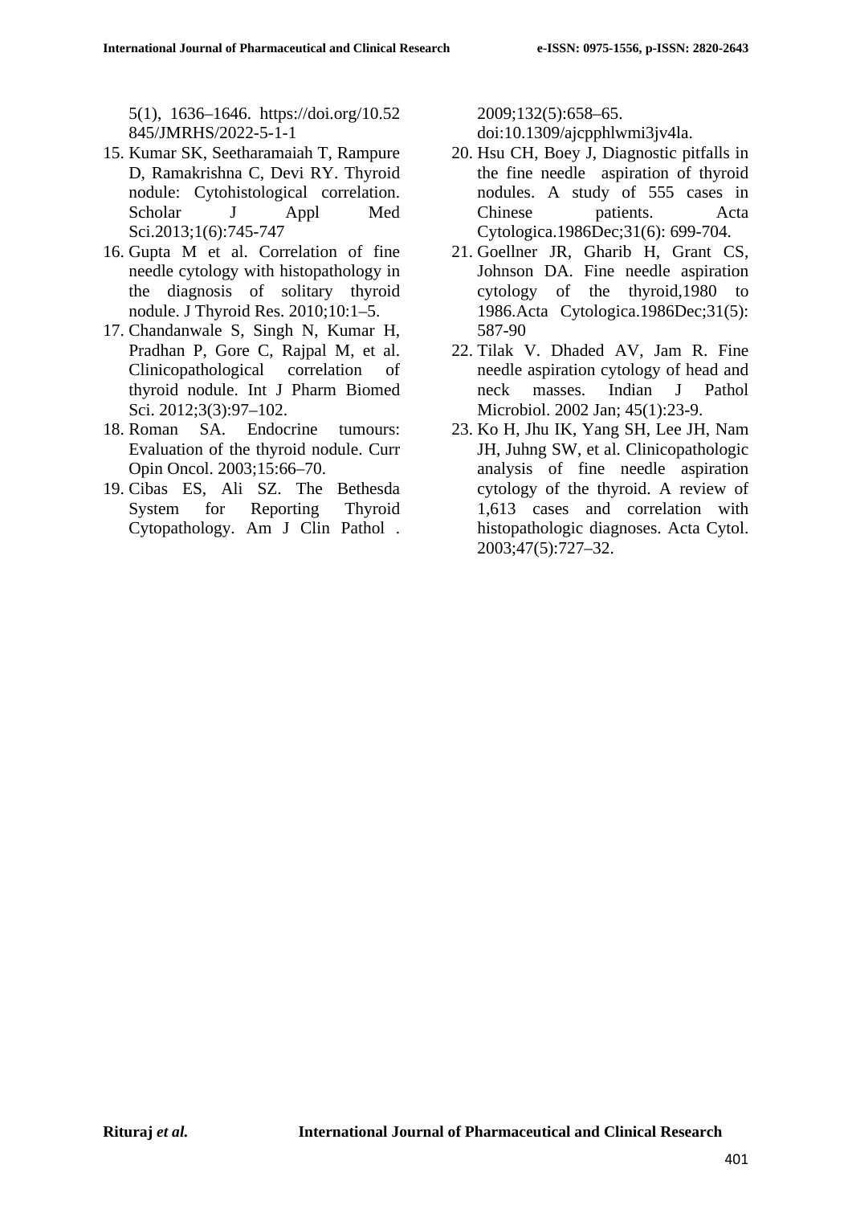5(1), 1636–1646. https://doi.org/10.52845/JMRHS/2022-5-1-1

15. Kumar SK, Seetharamaiah T, Rampure D, Ramakrishna C, Devi RY. Thyroid nodule: Cytohistological correlation. Scholar J Appl Med Sci.2013;1(6):745-747
16. Gupta M et al. Correlation of fine needle cytology with histopathology in the diagnosis of solitary thyroid nodule. J Thyroid Res. 2010;10:1–5.
17. Chandanwale S, Singh N, Kumar H, Pradhan P, Gore C, Rajpal M, et al. Clinicopathological correlation of thyroid nodule. Int J Pharm Biomed Sci. 2012;3(3):97–102.
18. Roman SA. Endocrine tumours: Evaluation of the thyroid nodule. Curr Opin Oncol. 2003;15:66–70.
19. Cibas ES, Ali SZ. The Bethesda System for Reporting Thyroid Cytopathology. Am J Clin Pathol . 2009;132(5):658–65. doi:10.1309/ajcpphlwmi3jv4la.
20. Hsu CH, Boey J, Diagnostic pitfalls in the fine needle aspiration of thyroid nodules. A study of 555 cases in Chinese patients. Acta Cytologica.1986Dec;31(6): 699-704.
21. Goellner JR, Gharib H, Grant CS, Johnson DA. Fine needle aspiration cytology of the thyroid,1980 to 1986.Acta Cytologica.1986Dec;31(5): 587-90
22. Tilak V. Dhaded AV, Jam R. Fine needle aspiration cytology of head and neck masses. Indian J Pathol Microbiol. 2002 Jan; 45(1):23-9.
23. Ko H, Jhu IK, Yang SH, Lee JH, Nam JH, Juhng SW, et al. Clinicopathologic analysis of fine needle aspiration cytology of the thyroid. A review of 1,613 cases and correlation with histopathologic diagnoses. Acta Cytol. 2003;47(5):727–32.